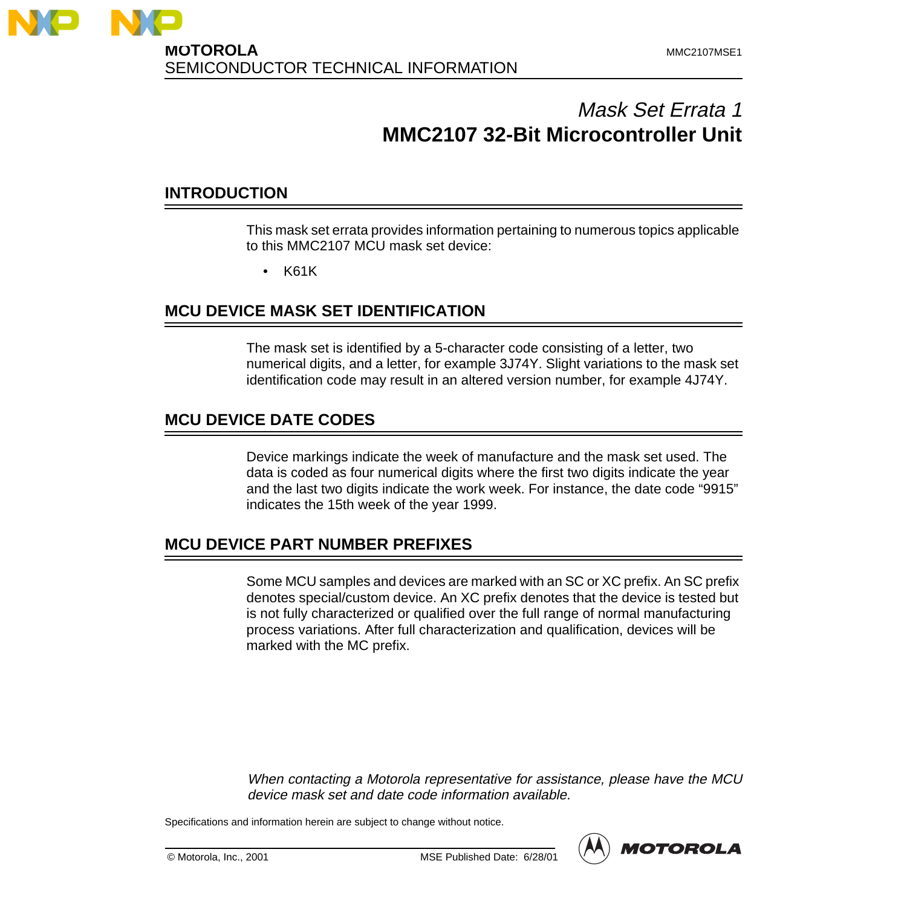**MOTOROLA**
SEMICONDUCTOR TECHNICAL INFORMATION

MMC2107MSE1

# *Mask Set Errata 1*
# **MMC2107 32-Bit Microcontroller Unit**

## INTRODUCTION

This mask set errata provides information pertaining to numerous topics applicable to this MMC2107 MCU mask set device:

- K61K

## MCU DEVICE MASK SET IDENTIFICATION

The mask set is identified by a 5-character code consisting of a letter, two numerical digits, and a letter, for example 3J74Y. Slight variations to the mask set identification code may result in an altered version number, for example 4J74Y.

## MCU DEVICE DATE CODES

Device markings indicate the week of manufacture and the mask set used. The data is coded as four numerical digits where the first two digits indicate the year and the last two digits indicate the work week. For instance, the date code "9915" indicates the 15th week of the year 1999.

## MCU DEVICE PART NUMBER PREFIXES

Some MCU samples and devices are marked with an SC or XC prefix. An SC prefix denotes special/custom device. An XC prefix denotes that the device is tested but is not fully characterized or qualified over the full range of normal manufacturing process variations. After full characterization and qualification, devices will be marked with the MC prefix.

*When contacting a Motorola representative for assistance, please have the MCU device mask set and date code information available.*

Specifications and information herein are subject to change without notice.

© Motorola, Inc., 2001 MSE Published Date: 6/28/01

MOTOROLA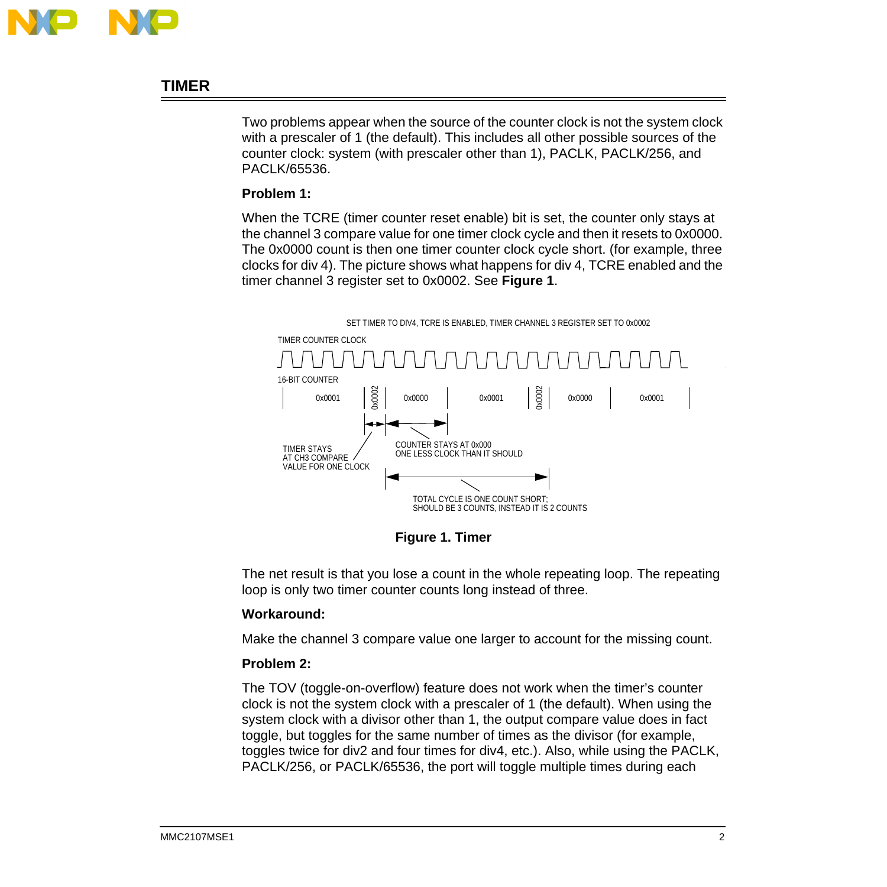## TIMER

Two problems appear when the source of the counter clock is not the system clock with a prescaler of 1 (the default). This includes all other possible sources of the counter clock: system (with prescaler other than 1), PACLK, PACLK/256, and PACLK/65536.

**Problem 1:**

When the TCRE (timer counter reset enable) bit is set, the counter only stays at the channel 3 compare value for one timer clock cycle and then it resets to 0x0000. The 0x0000 count is then one timer counter clock cycle short. (for example, three clocks for div 4). The picture shows what happens for div 4, TCRE enabled and the timer channel 3 register set to 0x0002. See **Figure 1**.

SET TIMER TO DIV4, TCRE IS ENABLED, TIMER CHANNEL 3 REGISTER SET TO 0x0002

TIMER COUNTER CLOCK

16-BIT COUNTER

0x0001 | 0x0002 | 0x0000 | 0x0001 | 0x0002 | 0x0000 | 0x0001

TIMER STAYS AT CH3 COMPARE VALUE FOR ONE CLOCK

COUNTER STAYS AT 0x000 ONE LESS CLOCK THAN IT SHOULD

TOTAL CYCLE IS ONE COUNT SHORT; SHOULD BE 3 COUNTS, INSTEAD IT IS 2 COUNTS

**Figure 1. Timer**

The net result is that you lose a count in the whole repeating loop. The repeating loop is only two timer counter counts long instead of three.

**Workaround:**

Make the channel 3 compare value one larger to account for the missing count.

**Problem 2:**

The TOV (toggle-on-overflow) feature does not work when the timer's counter clock is not the system clock with a prescaler of 1 (the default). When using the system clock with a divisor other than 1, the output compare value does in fact toggle, but toggles for the same number of times as the divisor (for example, toggles twice for div2 and four times for div4, etc.). Also, while using the PACLK, PACLK/256, or PACLK/65536, the port will toggle multiple times during each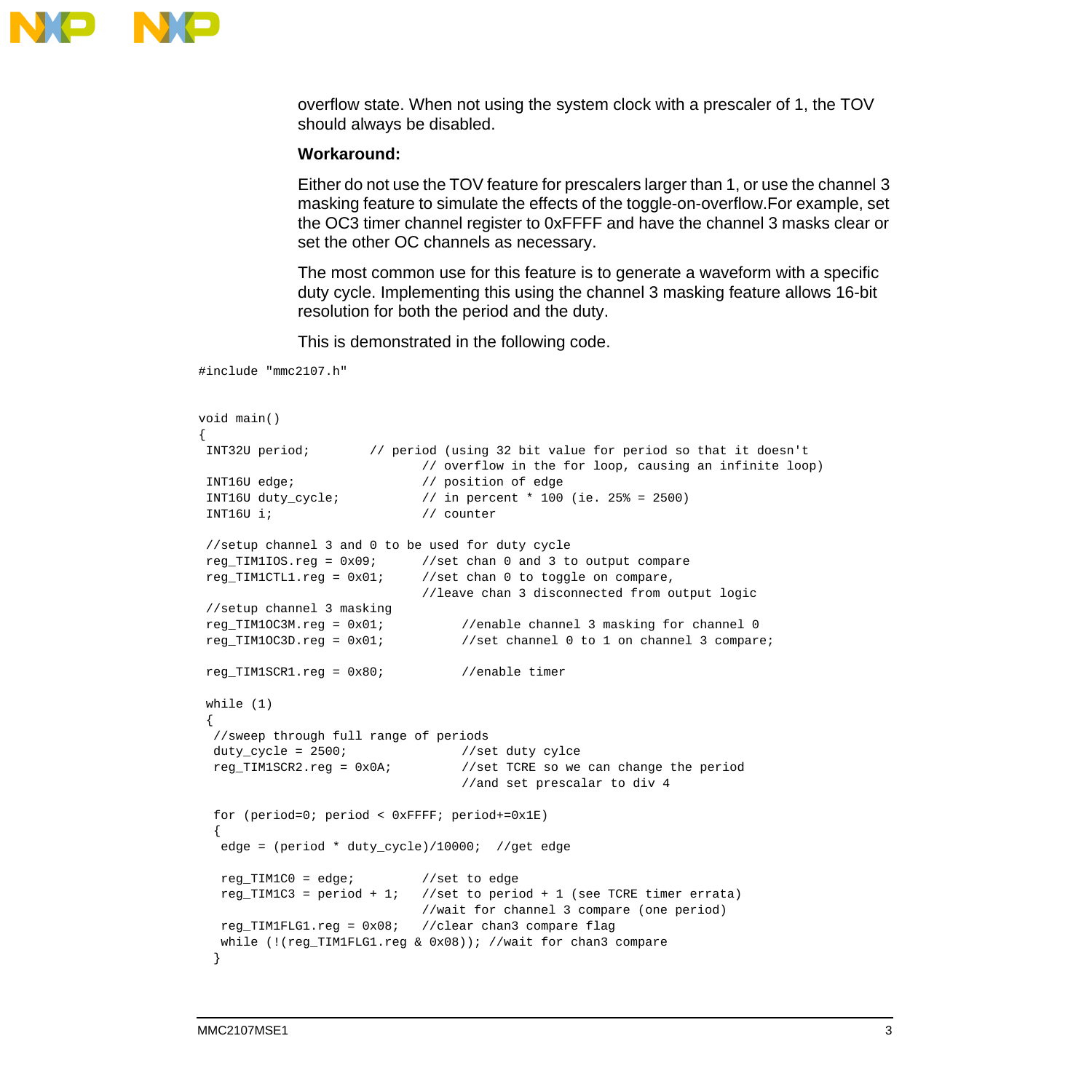overflow state. When not using the system clock with a prescaler of 1, the TOV should always be disabled.

**Workaround:**

Either do not use the TOV feature for prescalers larger than 1, or use the channel 3 masking feature to simulate the effects of the toggle-on-overflow.For example, set the OC3 timer channel register to 0xFFFF and have the channel 3 masks clear or set the other OC channels as necessary.

The most common use for this feature is to generate a waveform with a specific duty cycle. Implementing this using the channel 3 masking feature allows 16-bit resolution for both the period and the duty.

This is demonstrated in the following code.

```
#include "mmc2107.h"


void main()
{
 INT32U period;        // period (using 32 bit value for period so that it doesn't
                              // overflow in the for loop, causing an infinite loop)
 INT16U edge;                 // position of edge
 INT16U duty_cycle;           // in percent * 100 (ie. 25% = 2500)
 INT16U i;                    // counter

 //setup channel 3 and 0 to be used for duty cycle
 reg_TIM1IOS.reg = 0x09;      //set chan 0 and 3 to output compare
 reg_TIM1CTL1.reg = 0x01;     //set chan 0 to toggle on compare,
                              //leave chan 3 disconnected from output logic
 //setup channel 3 masking
 reg_TIM1OC3M.reg = 0x01;          //enable channel 3 masking for channel 0
 reg_TIM1OC3D.reg = 0x01;          //set channel 0 to 1 on channel 3 compare;

 reg_TIM1SCR1.reg = 0x80;          //enable timer

 while (1)
 {
  //sweep through full range of periods
  duty_cycle = 2500;               //set duty cylce
  reg_TIM1SCR2.reg = 0x0A;         //set TCRE so we can change the period
                                   //and set prescalar to div 4

  for (period=0; period < 0xFFFF; period+=0x1E)
  {
   edge = (period * duty_cycle)/10000;  //get edge

   reg_TIM1C0 = edge;         //set to edge
   reg_TIM1C3 = period + 1;   //set to period + 1 (see TCRE timer errata)
                              //wait for channel 3 compare (one period)
   reg_TIM1FLG1.reg = 0x08;   //clear chan3 compare flag
   while (!(reg_TIM1FLG1.reg & 0x08)); //wait for chan3 compare
  }
```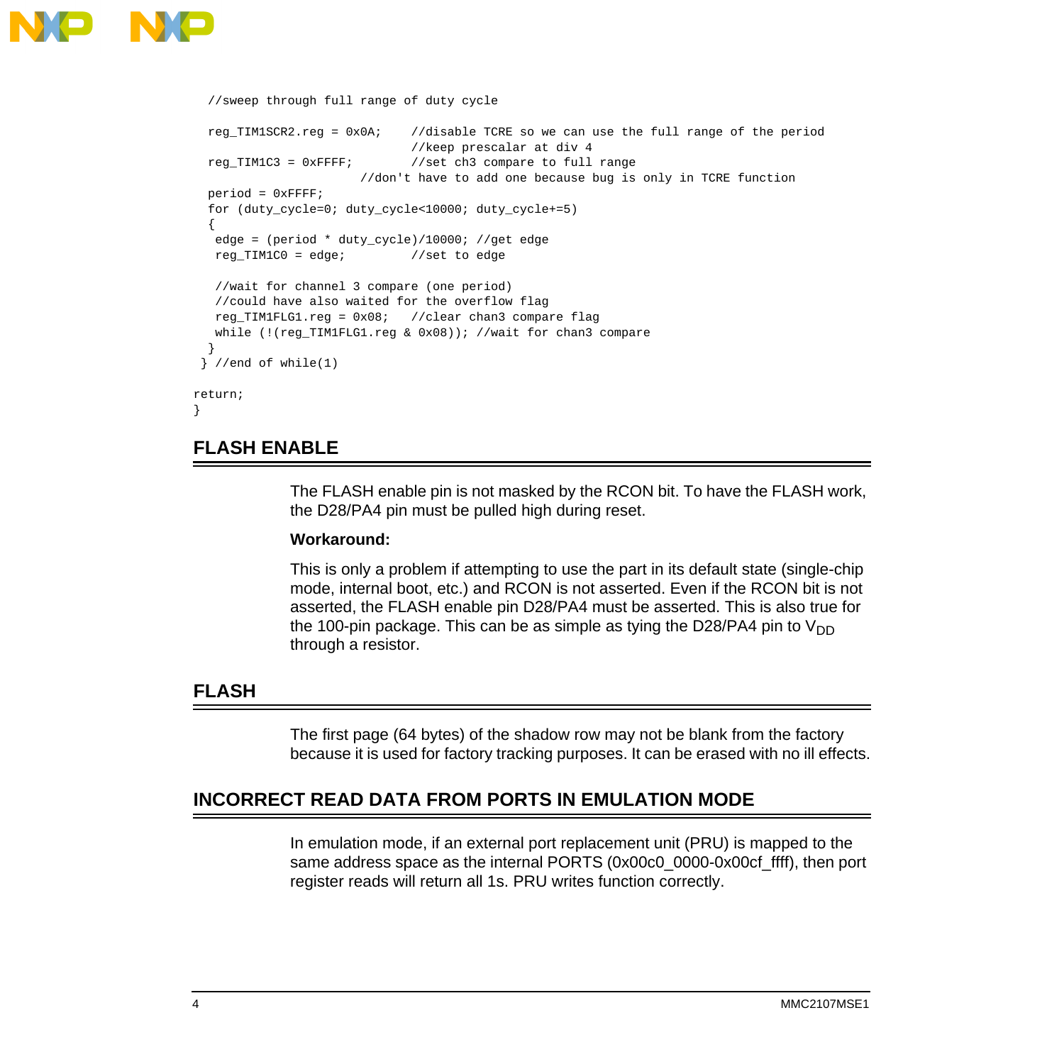```
  //sweep through full range of duty cycle

  reg_TIM1SCR2.reg = 0x0A;    //disable TCRE so we can use the full range of the period
                              //keep prescalar at div 4
  reg_TIM1C3 = 0xFFFF;        //set ch3 compare to full range
                       //don't have to add one because bug is only in TCRE function
  period = 0xFFFF;
  for (duty_cycle=0; duty_cycle<10000; duty_cycle+=5)
  {
   edge = (period * duty_cycle)/10000; //get edge
   reg_TIM1C0 = edge;         //set to edge

   //wait for channel 3 compare (one period)
   //could have also waited for the overflow flag
   reg_TIM1FLG1.reg = 0x08;   //clear chan3 compare flag
   while (!(reg_TIM1FLG1.reg & 0x08)); //wait for chan3 compare
  }
 } //end of while(1)

return;
}
```

## FLASH ENABLE

The FLASH enable pin is not masked by the RCON bit. To have the FLASH work, the D28/PA4 pin must be pulled high during reset.

**Workaround:**

This is only a problem if attempting to use the part in its default state (single-chip mode, internal boot, etc.) and RCON is not asserted. Even if the RCON bit is not asserted, the FLASH enable pin D28/PA4 must be asserted. This is also true for the 100-pin package. This can be as simple as tying the D28/PA4 pin to $V_{DD}$ through a resistor.

## FLASH

The first page (64 bytes) of the shadow row may not be blank from the factory because it is used for factory tracking purposes. It can be erased with no ill effects.

## INCORRECT READ DATA FROM PORTS IN EMULATION MODE

In emulation mode, if an external port replacement unit (PRU) is mapped to the same address space as the internal PORTS (0x00c0_0000-0x00cf_ffff), then port register reads will return all 1s. PRU writes function correctly.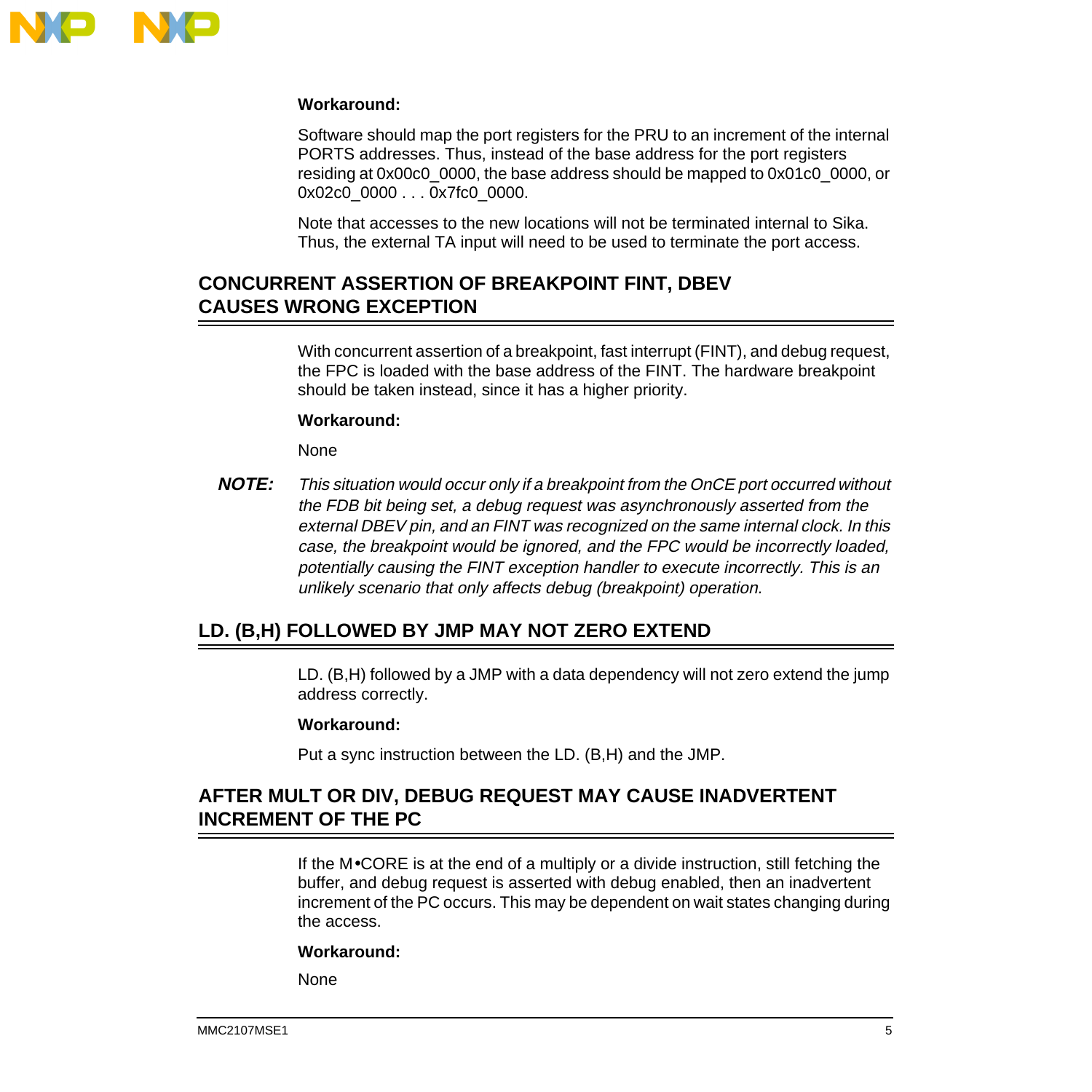**Workaround:**

Software should map the port registers for the PRU to an increment of the internal PORTS addresses. Thus, instead of the base address for the port registers residing at 0x00c0_0000, the base address should be mapped to 0x01c0_0000, or 0x02c0_0000 . . . 0x7fc0_0000.

Note that accesses to the new locations will not be terminated internal to Sika. Thus, the external TA input will need to be used to terminate the port access.

## CONCURRENT ASSERTION OF BREAKPOINT FINT, DBEV CAUSES WRONG EXCEPTION

With concurrent assertion of a breakpoint, fast interrupt (FINT), and debug request, the FPC is loaded with the base address of the FINT. The hardware breakpoint should be taken instead, since it has a higher priority.

**Workaround:**

None

***NOTE:*** *This situation would occur only if a breakpoint from the OnCE port occurred without the FDB bit being set, a debug request was asynchronously asserted from the external DBEV pin, and an FINT was recognized on the same internal clock. In this case, the breakpoint would be ignored, and the FPC would be incorrectly loaded, potentially causing the FINT exception handler to execute incorrectly. This is an unlikely scenario that only affects debug (breakpoint) operation.*

## LD. (B,H) FOLLOWED BY JMP MAY NOT ZERO EXTEND

LD. (B,H) followed by a JMP with a data dependency will not zero extend the jump address correctly.

**Workaround:**

Put a sync instruction between the LD. (B,H) and the JMP.

## AFTER MULT OR DIV, DEBUG REQUEST MAY CAUSE INADVERTENT INCREMENT OF THE PC

If the M•CORE is at the end of a multiply or a divide instruction, still fetching the buffer, and debug request is asserted with debug enabled, then an inadvertent increment of the PC occurs. This may be dependent on wait states changing during the access.

**Workaround:**

None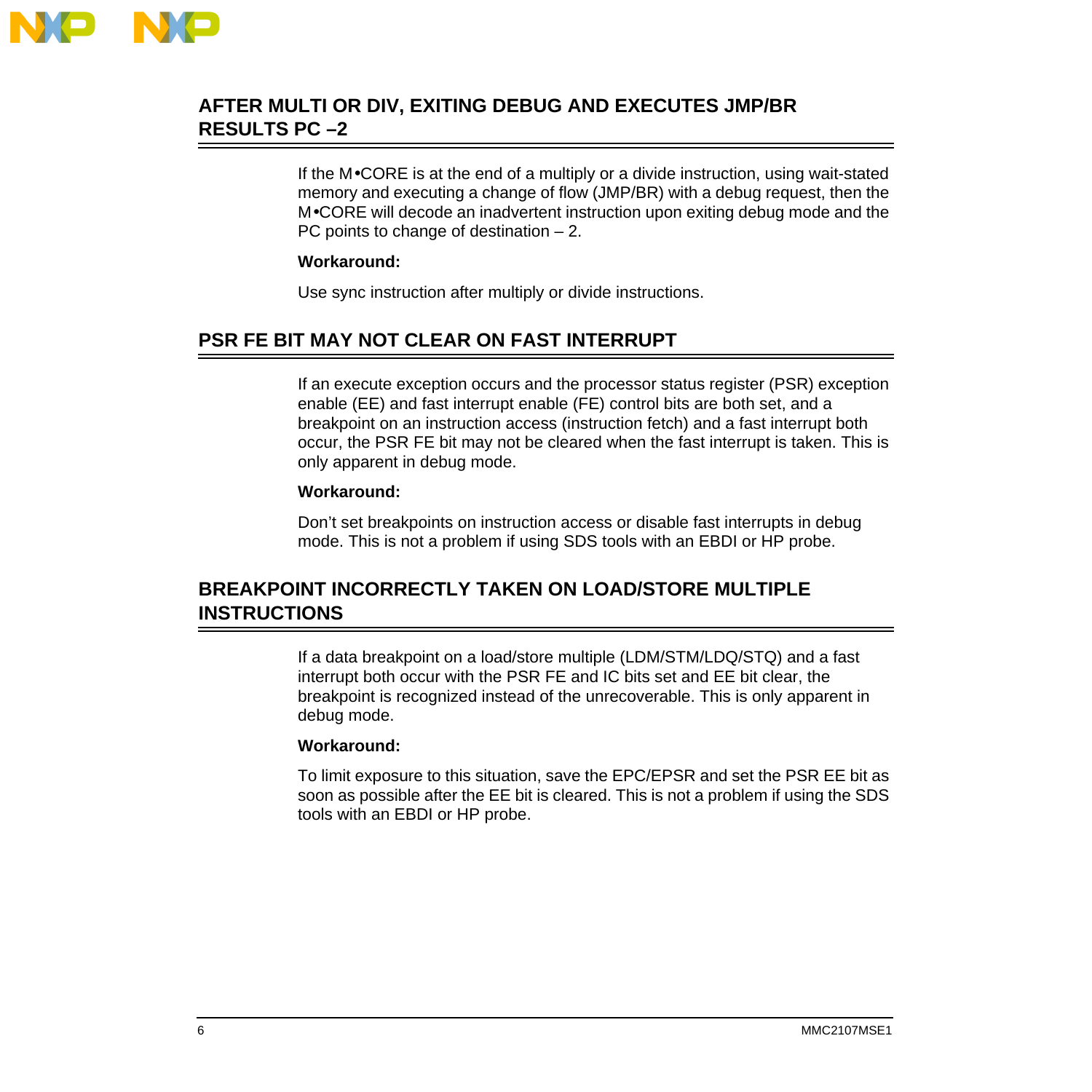## AFTER MULTI OR DIV, EXITING DEBUG AND EXECUTES JMP/BR RESULTS PC –2

If the M•CORE is at the end of a multiply or a divide instruction, using wait-stated memory and executing a change of flow (JMP/BR) with a debug request, then the M•CORE will decode an inadvertent instruction upon exiting debug mode and the PC points to change of destination – 2.

**Workaround:**

Use sync instruction after multiply or divide instructions.

## PSR FE BIT MAY NOT CLEAR ON FAST INTERRUPT

If an execute exception occurs and the processor status register (PSR) exception enable (EE) and fast interrupt enable (FE) control bits are both set, and a breakpoint on an instruction access (instruction fetch) and a fast interrupt both occur, the PSR FE bit may not be cleared when the fast interrupt is taken. This is only apparent in debug mode.

**Workaround:**

Don't set breakpoints on instruction access or disable fast interrupts in debug mode. This is not a problem if using SDS tools with an EBDI or HP probe.

## BREAKPOINT INCORRECTLY TAKEN ON LOAD/STORE MULTIPLE INSTRUCTIONS

If a data breakpoint on a load/store multiple (LDM/STM/LDQ/STQ) and a fast interrupt both occur with the PSR FE and IC bits set and EE bit clear, the breakpoint is recognized instead of the unrecoverable. This is only apparent in debug mode.

**Workaround:**

To limit exposure to this situation, save the EPC/EPSR and set the PSR EE bit as soon as possible after the EE bit is cleared. This is not a problem if using the SDS tools with an EBDI or HP probe.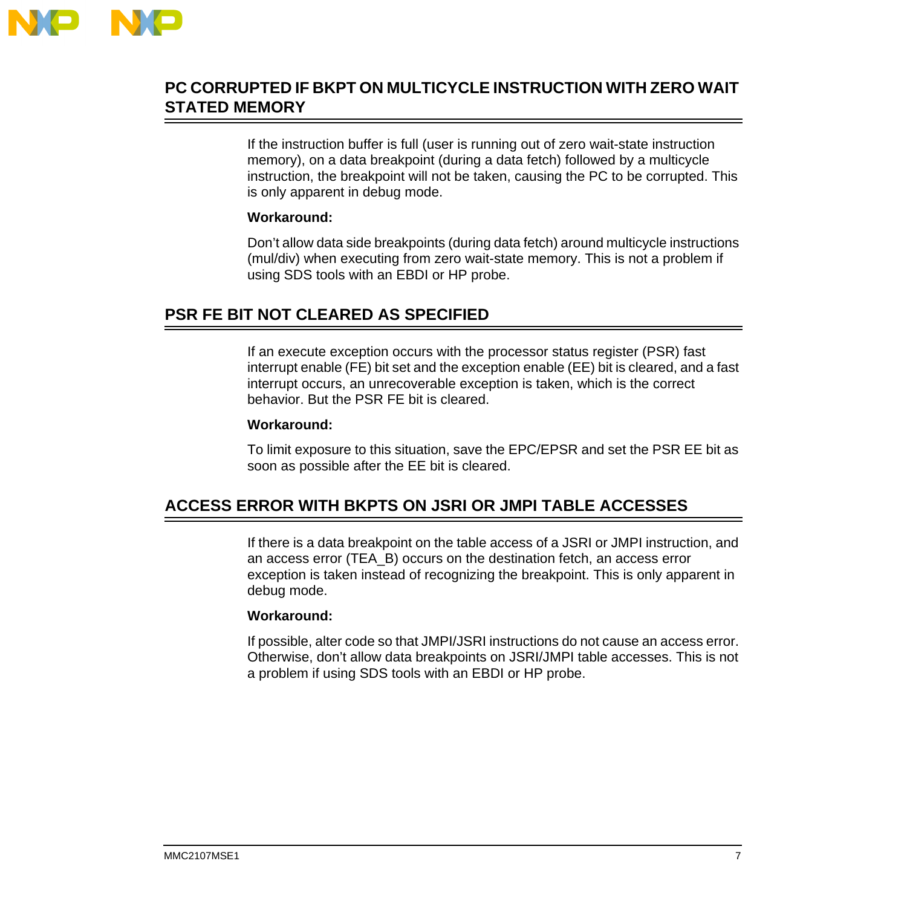## PC CORRUPTED IF BKPT ON MULTICYCLE INSTRUCTION WITH ZERO WAIT STATED MEMORY

If the instruction buffer is full (user is running out of zero wait-state instruction memory), on a data breakpoint (during a data fetch) followed by a multicycle instruction, the breakpoint will not be taken, causing the PC to be corrupted. This is only apparent in debug mode.

**Workaround:**

Don’t allow data side breakpoints (during data fetch) around multicycle instructions (mul/div) when executing from zero wait-state memory. This is not a problem if using SDS tools with an EBDI or HP probe.

## PSR FE BIT NOT CLEARED AS SPECIFIED

If an execute exception occurs with the processor status register (PSR) fast interrupt enable (FE) bit set and the exception enable (EE) bit is cleared, and a fast interrupt occurs, an unrecoverable exception is taken, which is the correct behavior. But the PSR FE bit is cleared.

**Workaround:**

To limit exposure to this situation, save the EPC/EPSR and set the PSR EE bit as soon as possible after the EE bit is cleared.

## ACCESS ERROR WITH BKPTS ON JSRI OR JMPI TABLE ACCESSES

If there is a data breakpoint on the table access of a JSRI or JMPI instruction, and an access error (TEA_B) occurs on the destination fetch, an access error exception is taken instead of recognizing the breakpoint. This is only apparent in debug mode.

**Workaround:**

If possible, alter code so that JMPI/JSRI instructions do not cause an access error. Otherwise, don’t allow data breakpoints on JSRI/JMPI table accesses. This is not a problem if using SDS tools with an EBDI or HP probe.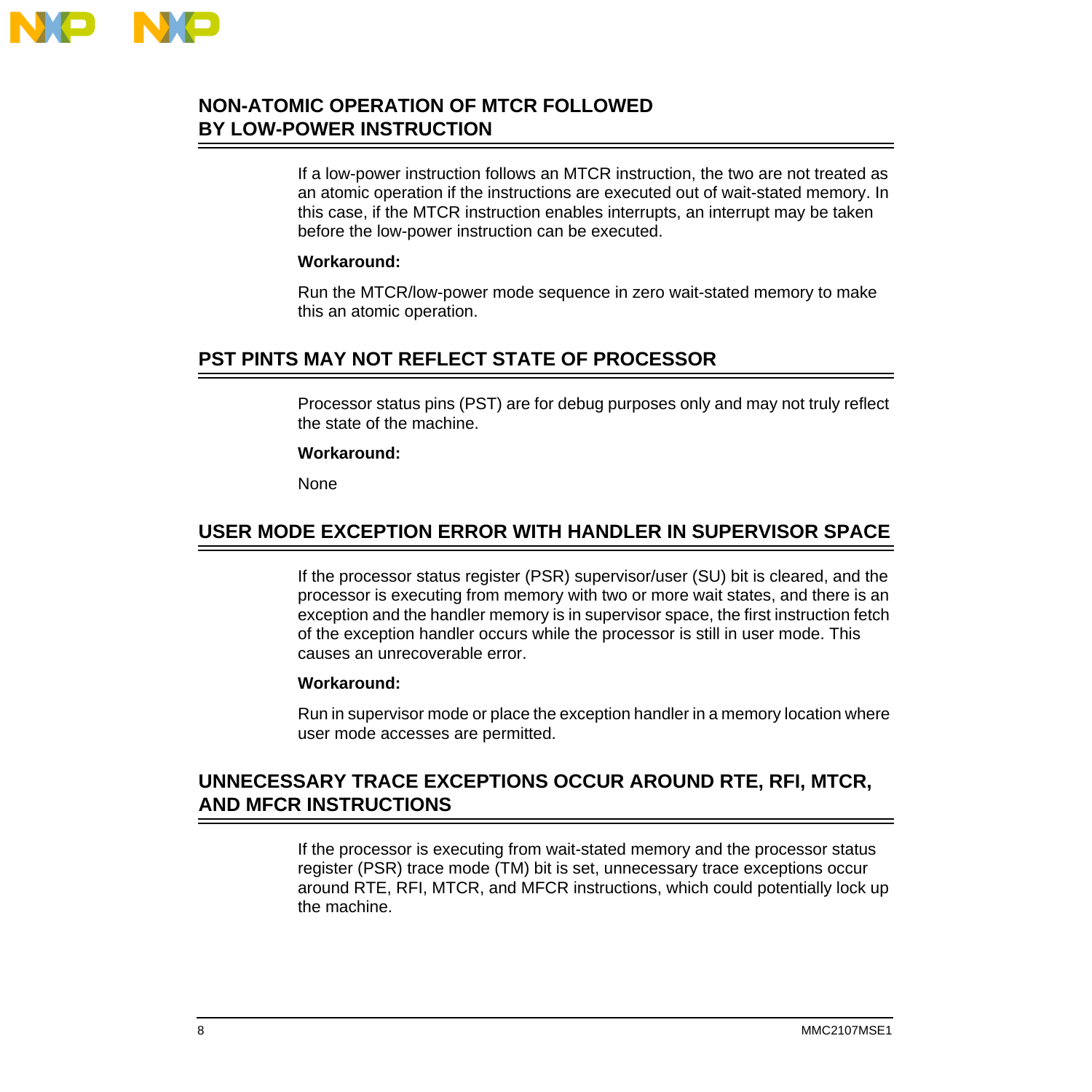## NON-ATOMIC OPERATION OF MTCR FOLLOWED BY LOW-POWER INSTRUCTION

If a low-power instruction follows an MTCR instruction, the two are not treated as an atomic operation if the instructions are executed out of wait-stated memory. In this case, if the MTCR instruction enables interrupts, an interrupt may be taken before the low-power instruction can be executed.

**Workaround:**

Run the MTCR/low-power mode sequence in zero wait-stated memory to make this an atomic operation.

## PST PINTS MAY NOT REFLECT STATE OF PROCESSOR

Processor status pins (PST) are for debug purposes only and may not truly reflect the state of the machine.

**Workaround:**

None

## USER MODE EXCEPTION ERROR WITH HANDLER IN SUPERVISOR SPACE

If the processor status register (PSR) supervisor/user (SU) bit is cleared, and the processor is executing from memory with two or more wait states, and there is an exception and the handler memory is in supervisor space, the first instruction fetch of the exception handler occurs while the processor is still in user mode. This causes an unrecoverable error.

**Workaround:**

Run in supervisor mode or place the exception handler in a memory location where user mode accesses are permitted.

## UNNECESSARY TRACE EXCEPTIONS OCCUR AROUND RTE, RFI, MTCR, AND MFCR INSTRUCTIONS

If the processor is executing from wait-stated memory and the processor status register (PSR) trace mode (TM) bit is set, unnecessary trace exceptions occur around RTE, RFI, MTCR, and MFCR instructions, which could potentially lock up the machine.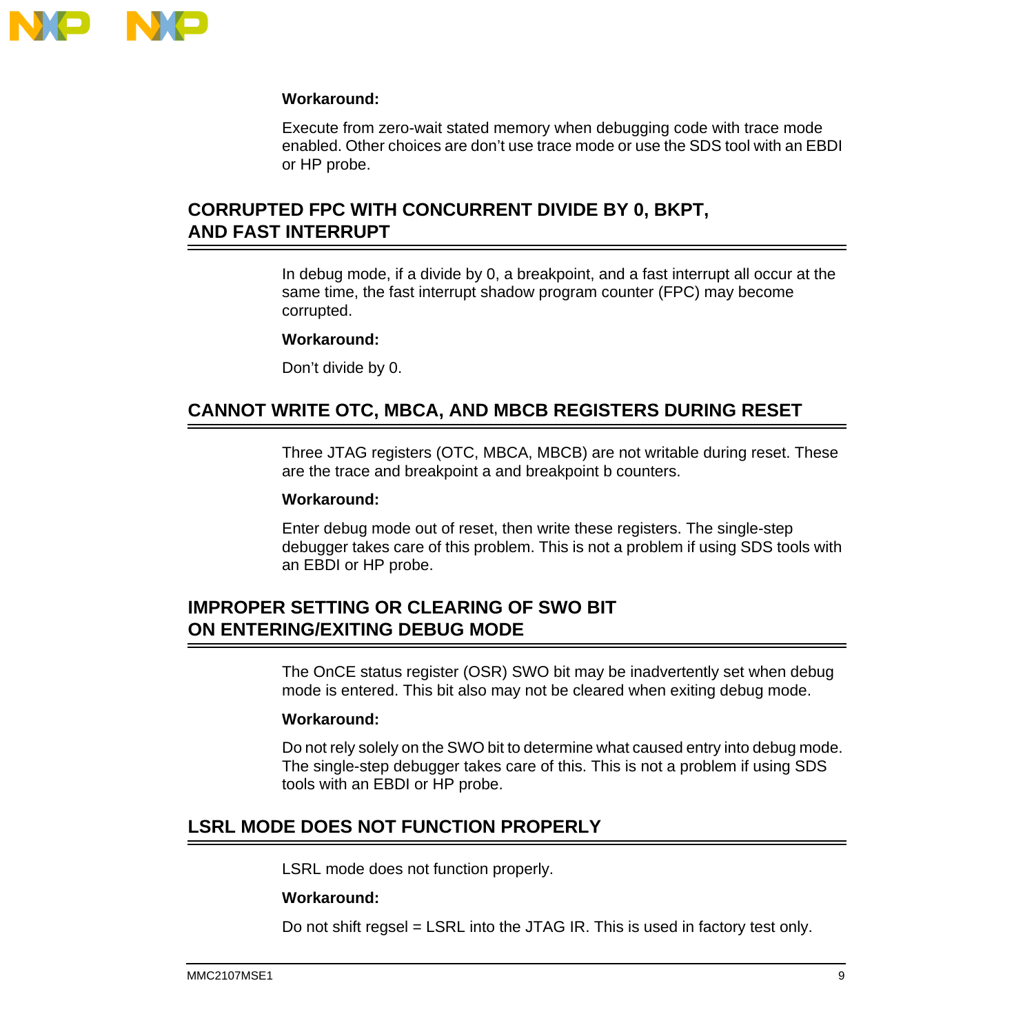**Workaround:**

Execute from zero-wait stated memory when debugging code with trace mode enabled. Other choices are don't use trace mode or use the SDS tool with an EBDI or HP probe.

## CORRUPTED FPC WITH CONCURRENT DIVIDE BY 0, BKPT, AND FAST INTERRUPT

In debug mode, if a divide by 0, a breakpoint, and a fast interrupt all occur at the same time, the fast interrupt shadow program counter (FPC) may become corrupted.

**Workaround:**

Don't divide by 0.

## CANNOT WRITE OTC, MBCA, AND MBCB REGISTERS DURING RESET

Three JTAG registers (OTC, MBCA, MBCB) are not writable during reset. These are the trace and breakpoint a and breakpoint b counters.

**Workaround:**

Enter debug mode out of reset, then write these registers. The single-step debugger takes care of this problem. This is not a problem if using SDS tools with an EBDI or HP probe.

## IMPROPER SETTING OR CLEARING OF SWO BIT ON ENTERING/EXITING DEBUG MODE

The OnCE status register (OSR) SWO bit may be inadvertently set when debug mode is entered. This bit also may not be cleared when exiting debug mode.

**Workaround:**

Do not rely solely on the SWO bit to determine what caused entry into debug mode. The single-step debugger takes care of this. This is not a problem if using SDS tools with an EBDI or HP probe.

## LSRL MODE DOES NOT FUNCTION PROPERLY

LSRL mode does not function properly.

**Workaround:**

Do not shift regsel = LSRL into the JTAG IR. This is used in factory test only.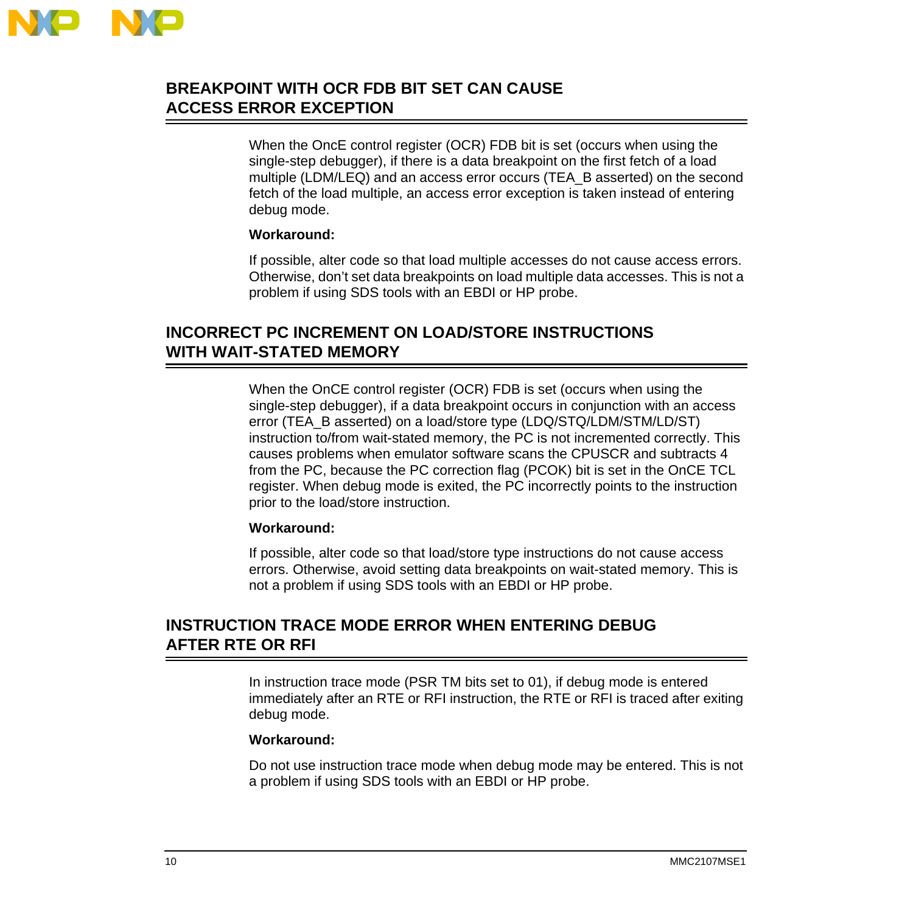## BREAKPOINT WITH OCR FDB BIT SET CAN CAUSE ACCESS ERROR EXCEPTION

When the OncE control register (OCR) FDB bit is set (occurs when using the single-step debugger), if there is a data breakpoint on the first fetch of a load multiple (LDM/LEQ) and an access error occurs (TEA_B asserted) on the second fetch of the load multiple, an access error exception is taken instead of entering debug mode.

**Workaround:**

If possible, alter code so that load multiple accesses do not cause access errors. Otherwise, don't set data breakpoints on load multiple data accesses. This is not a problem if using SDS tools with an EBDI or HP probe.

## INCORRECT PC INCREMENT ON LOAD/STORE INSTRUCTIONS WITH WAIT-STATED MEMORY

When the OnCE control register (OCR) FDB is set (occurs when using the single-step debugger), if a data breakpoint occurs in conjunction with an access error (TEA_B asserted) on a load/store type (LDQ/STQ/LDM/STM/LD/ST) instruction to/from wait-stated memory, the PC is not incremented correctly. This causes problems when emulator software scans the CPUSCR and subtracts 4 from the PC, because the PC correction flag (PCOK) bit is set in the OnCE TCL register. When debug mode is exited, the PC incorrectly points to the instruction prior to the load/store instruction.

**Workaround:**

If possible, alter code so that load/store type instructions do not cause access errors. Otherwise, avoid setting data breakpoints on wait-stated memory. This is not a problem if using SDS tools with an EBDI or HP probe.

## INSTRUCTION TRACE MODE ERROR WHEN ENTERING DEBUG AFTER RTE OR RFI

In instruction trace mode (PSR TM bits set to 01), if debug mode is entered immediately after an RTE or RFI instruction, the RTE or RFI is traced after exiting debug mode.

**Workaround:**

Do not use instruction trace mode when debug mode may be entered. This is not a problem if using SDS tools with an EBDI or HP probe.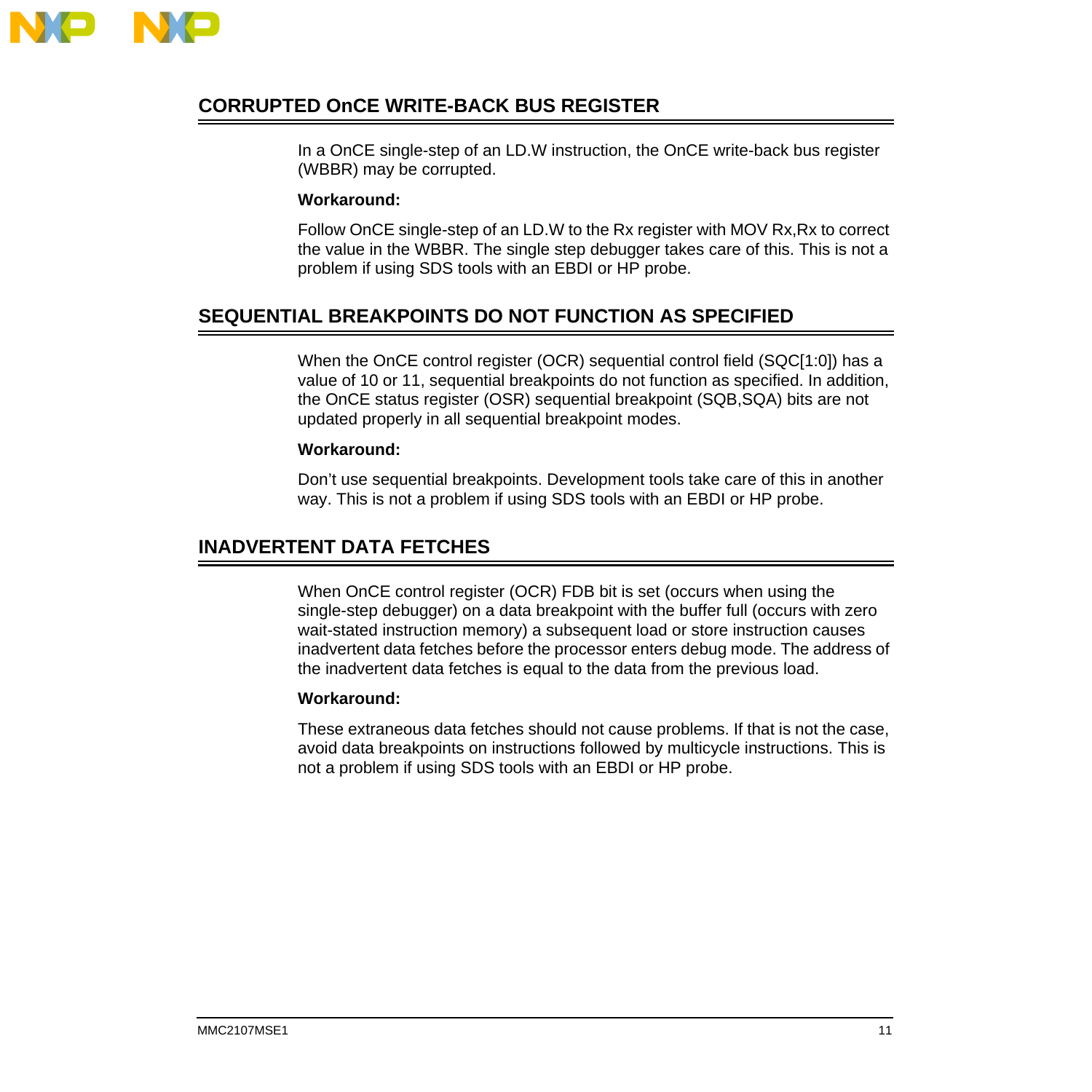## CORRUPTED OnCE WRITE-BACK BUS REGISTER

In a OnCE single-step of an LD.W instruction, the OnCE write-back bus register (WBBR) may be corrupted.

**Workaround:**

Follow OnCE single-step of an LD.W to the Rx register with MOV Rx,Rx to correct the value in the WBBR. The single step debugger takes care of this. This is not a problem if using SDS tools with an EBDI or HP probe.

## SEQUENTIAL BREAKPOINTS DO NOT FUNCTION AS SPECIFIED

When the OnCE control register (OCR) sequential control field (SQC[1:0]) has a value of 10 or 11, sequential breakpoints do not function as specified. In addition, the OnCE status register (OSR) sequential breakpoint (SQB,SQA) bits are not updated properly in all sequential breakpoint modes.

**Workaround:**

Don't use sequential breakpoints. Development tools take care of this in another way. This is not a problem if using SDS tools with an EBDI or HP probe.

## INADVERTENT DATA FETCHES

When OnCE control register (OCR) FDB bit is set (occurs when using the single-step debugger) on a data breakpoint with the buffer full (occurs with zero wait-stated instruction memory) a subsequent load or store instruction causes inadvertent data fetches before the processor enters debug mode. The address of the inadvertent data fetches is equal to the data from the previous load.

**Workaround:**

These extraneous data fetches should not cause problems. If that is not the case, avoid data breakpoints on instructions followed by multicycle instructions. This is not a problem if using SDS tools with an EBDI or HP probe.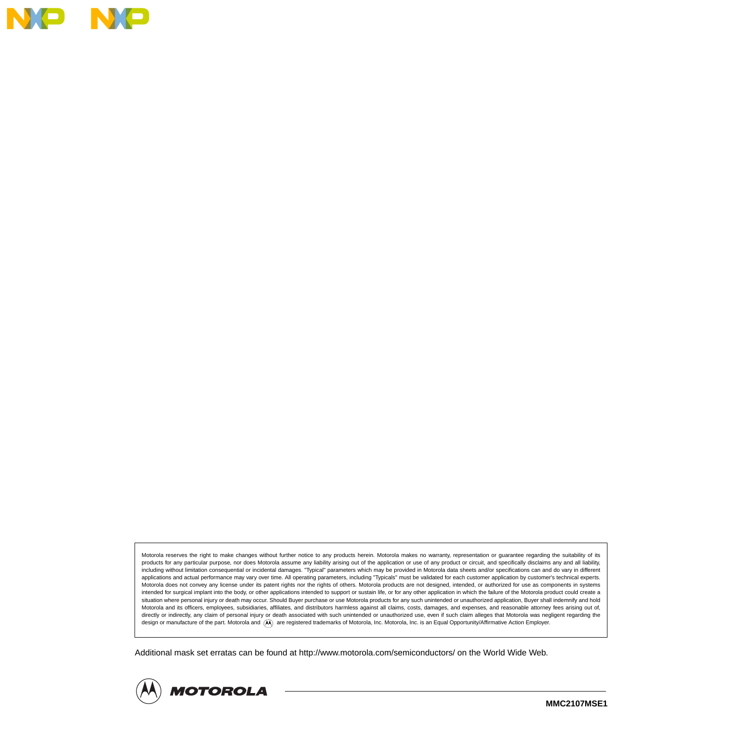Motorola reserves the right to make changes without further notice to any products herein. Motorola makes no warranty, representation or guarantee regarding the suitability of its products for any particular purpose, nor does Motorola assume any liability arising out of the application or use of any product or circuit, and specifically disclaims any and all liability, including without limitation consequential or incidental damages. "Typical" parameters which may be provided in Motorola data sheets and/or specifications can and do vary in different applications and actual performance may vary over time. All operating parameters, including "Typicals" must be validated for each customer application by customer's technical experts. Motorola does not convey any license under its patent rights nor the rights of others. Motorola products are not designed, intended, or authorized for use as components in systems intended for surgical implant into the body, or other applications intended to support or sustain life, or for any other application in which the failure of the Motorola product could create a situation where personal injury or death may occur. Should Buyer purchase or use Motorola products for any such unintended or unauthorized application, Buyer shall indemnify and hold Motorola and its officers, employees, subsidiaries, affiliates, and distributors harmless against all claims, costs, damages, and expenses, and reasonable attorney fees arising out of, directly or indirectly, any claim of personal injury or death associated with such unintended or unauthorized use, even if such claim alleges that Motorola was negligent regarding the design or manufacture of the part. Motorola and Ⓜ are registered trademarks of Motorola, Inc. Motorola, Inc. is an Equal Opportunity/Affirmative Action Employer.

Additional mask set erratas can be found at http://www.motorola.com/semiconductors/ on the World Wide Web.

MOTOROLA

MMC2107MSE1